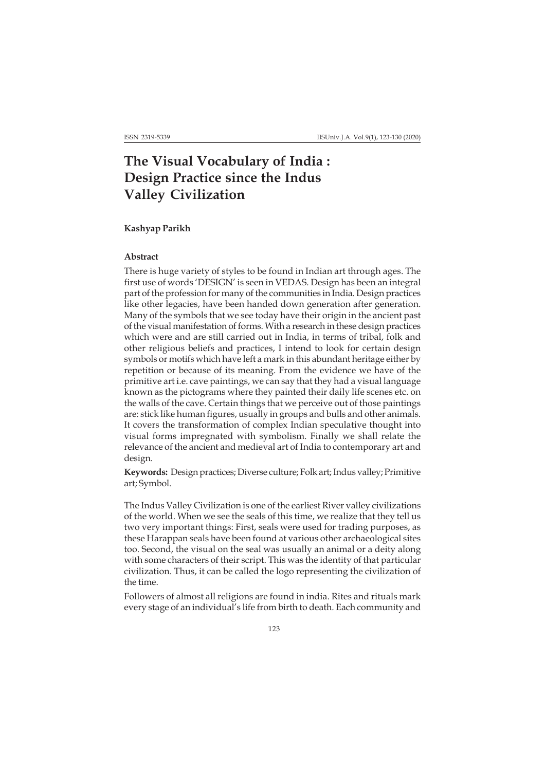# The Visual Vocabulary of India : Design Practice since the Indus Valley Civilization

**Kashyap Parikh**

### Abstract

There is huge variety of styles to be found in Indian art through ages. The first use of words 'DESIGN' is seen in VEDAS. Design has been an integral part of the profession for many of the communities in India. Design practices like other legacies, have been handed down generation after generation. Many of the symbols that we see today have their origin in the ancient past of the visual manifestation of forms. With a research in these design practices which were and are still carried out in India, in terms of tribal, folk and other religious beliefs and practices, I intend to look for certain design symbols or motifs which have left a mark in this abundant heritage either by repetition or because of its meaning. From the evidence we have of the primitive art i.e. cave paintings, we can say that they had a visual language known as the pictograms where they painted their daily life scenes etc. on the walls of the cave. Certain things that we perceive out of those paintings are: stick like human figures, usually in groups and bulls and other animals. It covers the transformation of complex Indian speculative thought into visual forms impregnated with symbolism. Finally we shall relate the relevance of the ancient and medieval art of India to contemporary art and design.

**Keywords:** Design practices; Diverse culture; Folk art; Indus valley; Primitive art; Symbol.

The Indus Valley Civilization is one of the earliest River valley civilizations of the world. When we see the seals of this time, we realize that they tell us two very important things: First, seals were used for trading purposes, as these Harappan seals have been found at various other archaeological sites too. Second, the visual on the seal was usually an animal or a deity along with some characters of their script. This was the identity of that particular civilization. Thus, it can be called the logo representing the civilization of the time.

Followers of almost all religions are found in india. Rites and rituals mark every stage of an individual's life from birth to death. Each community and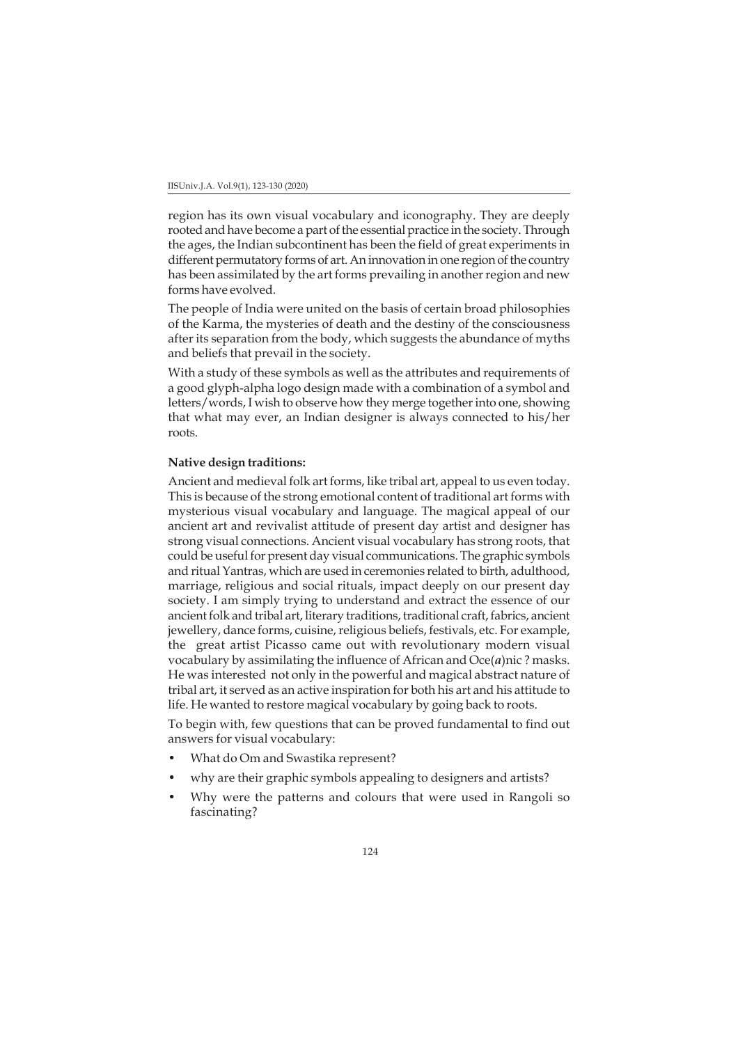region has its own visual vocabulary and iconography. They are deeply rooted and have become a part of the essential practice in the society. Through the ages, the Indian subcontinent has been the field of great experiments in different permutatory forms of art. An innovation in one region of the country has been assimilated by the art forms prevailing in another region and new forms have evolved.

The people of India were united on the basis of certain broad philosophies of the Karma, the mysteries of death and the destiny of the consciousness after its separation from the body, which suggests the abundance of myths and beliefs that prevail in the society.

With a study of these symbols as well as the attributes and requirements of a good glyph-alpha logo design made with a combination of a symbol and letters/words, I wish to observe how they merge together into one, showing that what may ever, an Indian designer is always connected to his/her roots.

**Native design traditions:**

Ancient and medieval folk art forms, like tribal art, appeal to us even today. This is because of the strong emotional content of traditional art forms with mysterious visual vocabulary and language. The magical appeal of our ancient art and revivalist attitude of present day artist and designer has strong visual connections. Ancient visual vocabulary has strong roots, that could be useful for present day visual communications. The graphic symbols and ritual Yantras, which are used in ceremonies related to birth, adulthood, marriage, religious and social rituals, impact deeply on our present day society. I am simply trying to understand and extract the essence of our ancient folk and tribal art, literary traditions, traditional craft, fabrics, ancient jewellery, dance forms, cuisine, religious beliefs, festivals, etc. For example, the great artist Picasso came out with revolutionary modern visual vocabulary by assimilating the influence of African and Oce(***a***)nic ? masks. He was interested not only in the powerful and magical abstract nature of tribal art, it served as an active inspiration for both his art and his attitude to life. He wanted to restore magical vocabulary by going back to roots.

To begin with, few questions that can be proved fundamental to find out answers for visual vocabulary:

- What do Om and Swastika represent?
- why are their graphic symbols appealing to designers and artists?
- Why were the patterns and colours that were used in Rangoli so fascinating?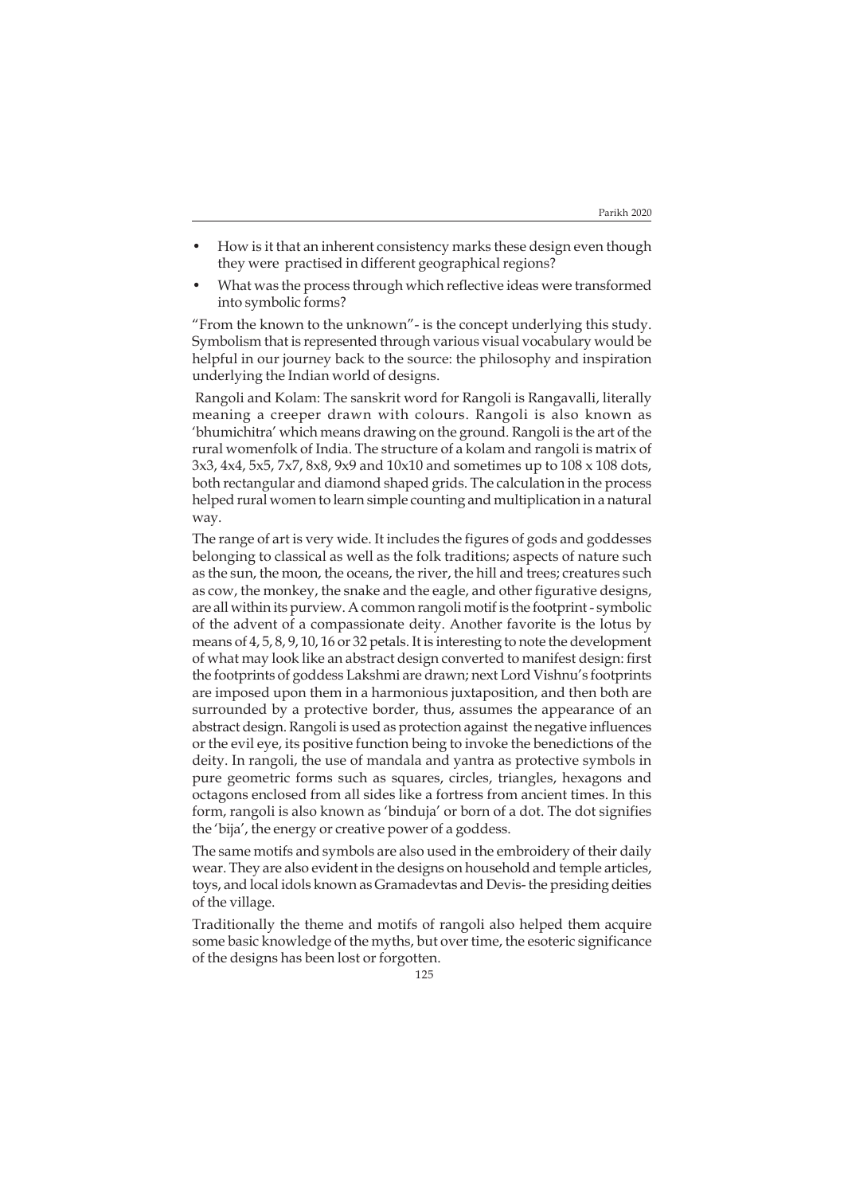- How is it that an inherent consistency marks these design even though they were practised in different geographical regions?
- What was the process through which reflective ideas were transformed into symbolic forms?

"From the known to the unknown"- is the concept underlying this study. Symbolism that is represented through various visual vocabulary would be helpful in our journey back to the source: the philosophy and inspiration underlying the Indian world of designs.

Rangoli and Kolam: The sanskrit word for Rangoli is Rangavalli, literally meaning a creeper drawn with colours. Rangoli is also known as 'bhumichitra' which means drawing on the ground. Rangoli is the art of the rural womenfolk of India. The structure of a kolam and rangoli is matrix of 3x3, 4x4, 5x5, 7x7, 8x8, 9x9 and 10x10 and sometimes up to 108 x 108 dots, both rectangular and diamond shaped grids. The calculation in the process helped rural women to learn simple counting and multiplication in a natural way.

The range of art is very wide. It includes the figures of gods and goddesses belonging to classical as well as the folk traditions; aspects of nature such as the sun, the moon, the oceans, the river, the hill and trees; creatures such as cow, the monkey, the snake and the eagle, and other figurative designs, are all within its purview. A common rangoli motif is the footprint - symbolic of the advent of a compassionate deity. Another favorite is the lotus by means of 4, 5, 8, 9, 10, 16 or 32 petals. It is interesting to note the development of what may look like an abstract design converted to manifest design: first the footprints of goddess Lakshmi are drawn; next Lord Vishnu's footprints are imposed upon them in a harmonious juxtaposition, and then both are surrounded by a protective border, thus, assumes the appearance of an abstract design. Rangoli is used as protection against the negative influences or the evil eye, its positive function being to invoke the benedictions of the deity. In rangoli, the use of mandala and yantra as protective symbols in pure geometric forms such as squares, circles, triangles, hexagons and octagons enclosed from all sides like a fortress from ancient times. In this form, rangoli is also known as 'binduja' or born of a dot. The dot signifies the 'bija', the energy or creative power of a goddess.

The same motifs and symbols are also used in the embroidery of their daily wear. They are also evident in the designs on household and temple articles, toys, and local idols known as Gramadevtas and Devis- the presiding deities of the village.

Traditionally the theme and motifs of rangoli also helped them acquire some basic knowledge of the myths, but over time, the esoteric significance of the designs has been lost or forgotten.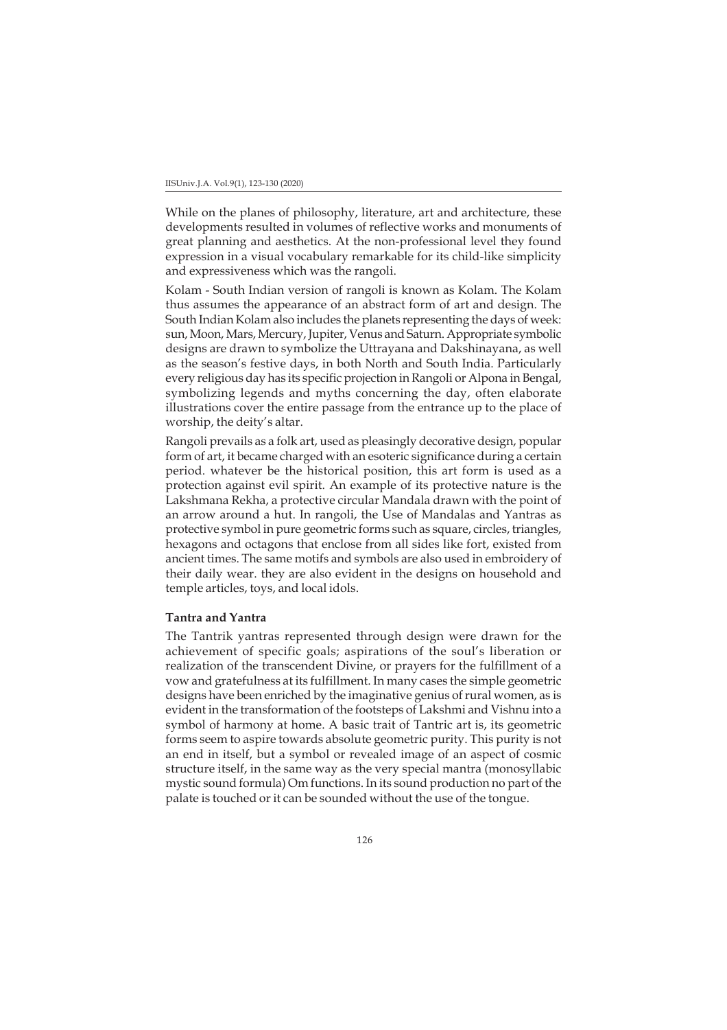While on the planes of philosophy, literature, art and architecture, these developments resulted in volumes of reflective works and monuments of great planning and aesthetics. At the non-professional level they found expression in a visual vocabulary remarkable for its child-like simplicity and expressiveness which was the rangoli.

Kolam - South Indian version of rangoli is known as Kolam. The Kolam thus assumes the appearance of an abstract form of art and design. The South Indian Kolam also includes the planets representing the days of week: sun, Moon, Mars, Mercury, Jupiter, Venus and Saturn. Appropriate symbolic designs are drawn to symbolize the Uttrayana and Dakshinayana, as well as the season's festive days, in both North and South India. Particularly every religious day has its specific projection in Rangoli or Alpona in Bengal, symbolizing legends and myths concerning the day, often elaborate illustrations cover the entire passage from the entrance up to the place of worship, the deity's altar.

Rangoli prevails as a folk art, used as pleasingly decorative design, popular form of art, it became charged with an esoteric significance during a certain period. whatever be the historical position, this art form is used as a protection against evil spirit. An example of its protective nature is the Lakshmana Rekha, a protective circular Mandala drawn with the point of an arrow around a hut. In rangoli, the Use of Mandalas and Yantras as protective symbol in pure geometric forms such as square, circles, triangles, hexagons and octagons that enclose from all sides like fort, existed from ancient times. The same motifs and symbols are also used in embroidery of their daily wear. they are also evident in the designs on household and temple articles, toys, and local idols.

**Tantra and Yantra**

The Tantrik yantras represented through design were drawn for the achievement of specific goals; aspirations of the soul's liberation or realization of the transcendent Divine, or prayers for the fulfillment of a vow and gratefulness at its fulfillment. In many cases the simple geometric designs have been enriched by the imaginative genius of rural women, as is evident in the transformation of the footsteps of Lakshmi and Vishnu into a symbol of harmony at home. A basic trait of Tantric art is, its geometric forms seem to aspire towards absolute geometric purity. This purity is not an end in itself, but a symbol or revealed image of an aspect of cosmic structure itself, in the same way as the very special mantra (monosyllabic mystic sound formula) Om functions. In its sound production no part of the palate is touched or it can be sounded without the use of the tongue.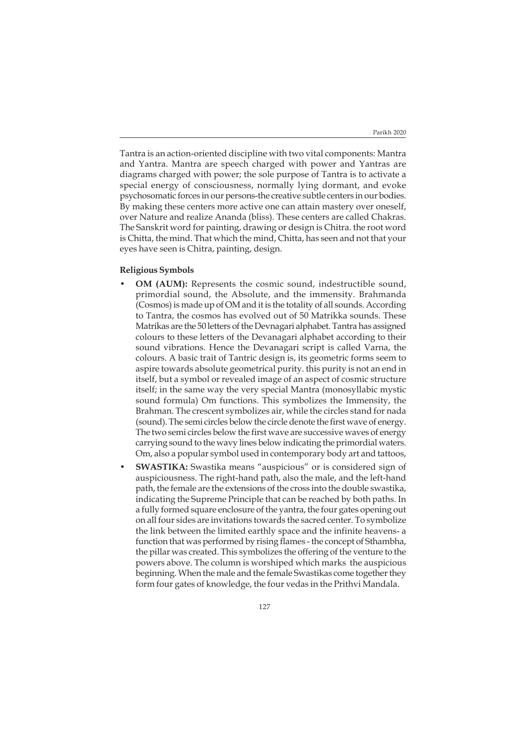Tantra is an action-oriented discipline with two vital components: Mantra and Yantra. Mantra are speech charged with power and Yantras are diagrams charged with power; the sole purpose of Tantra is to activate a special energy of consciousness, normally lying dormant, and evoke psychosomatic forces in our persons-the creative subtle centers in our bodies. By making these centers more active one can attain mastery over oneself, over Nature and realize Ananda (bliss). These centers are called Chakras. The Sanskrit word for painting, drawing or design is Chitra. the root word is Chitta, the mind. That which the mind, Chitta, has seen and not that your eyes have seen is Chitra, painting, design.

**Religious Symbols**

- **OM (AUM):** Represents the cosmic sound, indestructible sound, primordial sound, the Absolute, and the immensity. Brahmanda (Cosmos) is made up of OM and it is the totality of all sounds. According to Tantra, the cosmos has evolved out of 50 Matrikka sounds. These Matrikas are the 50 letters of the Devnagari alphabet. Tantra has assigned colours to these letters of the Devanagari alphabet according to their sound vibrations. Hence the Devanagari script is called Varna, the colours. A basic trait of Tantric design is, its geometric forms seem to aspire towards absolute geometrical purity. this purity is not an end in itself, but a symbol or revealed image of an aspect of cosmic structure itself; in the same way the very special Mantra (monosyllabic mystic sound formula) Om functions. This symbolizes the Immensity, the Brahman. The crescent symbolizes air, while the circles stand for nada (sound). The semi circles below the circle denote the first wave of energy. The two semi circles below the first wave are successive waves of energy carrying sound to the wavy lines below indicating the primordial waters. Om, also a popular symbol used in contemporary body art and tattoos,
- **SWASTIKA:** Swastika means "auspicious" or is considered sign of auspiciousness. The right-hand path, also the male, and the left-hand path, the female are the extensions of the cross into the double swastika, indicating the Supreme Principle that can be reached by both paths. In a fully formed square enclosure of the yantra, the four gates opening out on all four sides are invitations towards the sacred center. To symbolize the link between the limited earthly space and the infinite heavens- a function that was performed by rising flames - the concept of Sthambha, the pillar was created. This symbolizes the offering of the venture to the powers above. The column is worshiped which marks the auspicious beginning. When the male and the female Swastikas come together they form four gates of knowledge, the four vedas in the Prithvi Mandala.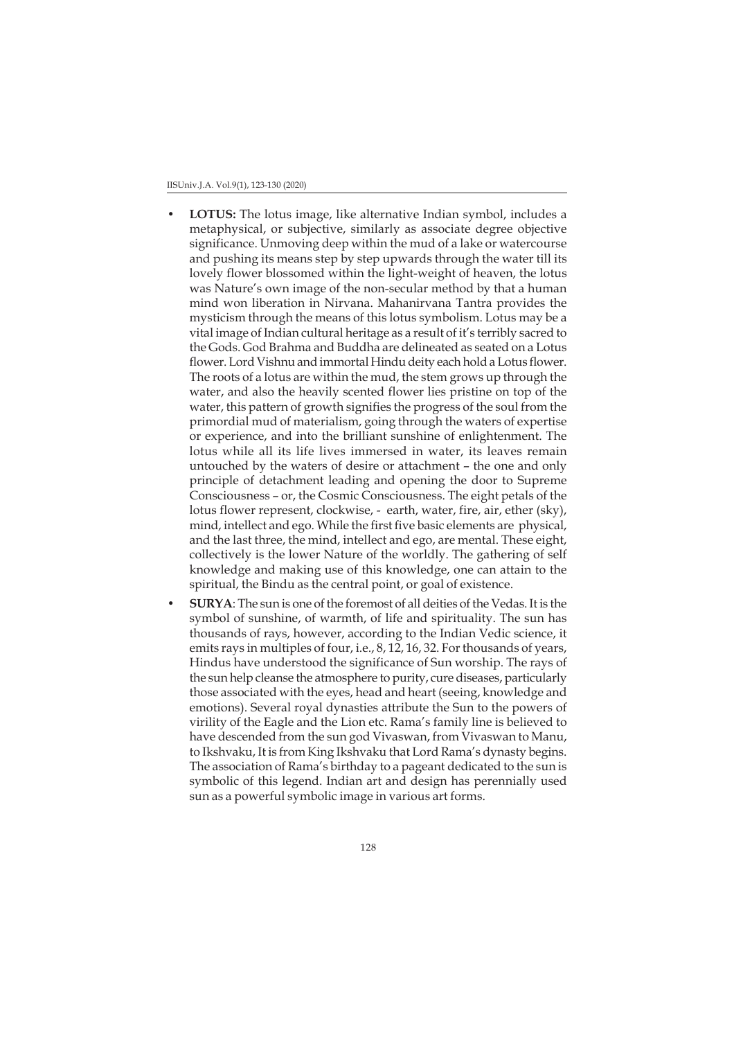- **LOTUS:** The lotus image, like alternative Indian symbol, includes a metaphysical, or subjective, similarly as associate degree objective significance. Unmoving deep within the mud of a lake or watercourse and pushing its means step by step upwards through the water till its lovely flower blossomed within the light-weight of heaven, the lotus was Nature's own image of the non-secular method by that a human mind won liberation in Nirvana. Mahanirvana Tantra provides the mysticism through the means of this lotus symbolism. Lotus may be a vital image of Indian cultural heritage as a result of it's terribly sacred to the Gods. God Brahma and Buddha are delineated as seated on a Lotus flower. Lord Vishnu and immortal Hindu deity each hold a Lotus flower. The roots of a lotus are within the mud, the stem grows up through the water, and also the heavily scented flower lies pristine on top of the water, this pattern of growth signifies the progress of the soul from the primordial mud of materialism, going through the waters of expertise or experience, and into the brilliant sunshine of enlightenment. The lotus while all its life lives immersed in water, its leaves remain untouched by the waters of desire or attachment – the one and only principle of detachment leading and opening the door to Supreme Consciousness – or, the Cosmic Consciousness. The eight petals of the lotus flower represent, clockwise, - earth, water, fire, air, ether (sky), mind, intellect and ego. While the first five basic elements are physical, and the last three, the mind, intellect and ego, are mental. These eight, collectively is the lower Nature of the worldly. The gathering of self knowledge and making use of this knowledge, one can attain to the spiritual, the Bindu as the central point, or goal of existence.
- **SURYA**: The sun is one of the foremost of all deities of the Vedas. It is the symbol of sunshine, of warmth, of life and spirituality. The sun has thousands of rays, however, according to the Indian Vedic science, it emits rays in multiples of four, i.e., 8, 12, 16, 32. For thousands of years, Hindus have understood the significance of Sun worship. The rays of the sun help cleanse the atmosphere to purity, cure diseases, particularly those associated with the eyes, head and heart (seeing, knowledge and emotions). Several royal dynasties attribute the Sun to the powers of virility of the Eagle and the Lion etc. Rama's family line is believed to have descended from the sun god Vivaswan, from Vivaswan to Manu, to Ikshvaku, It is from King Ikshvaku that Lord Rama's dynasty begins. The association of Rama's birthday to a pageant dedicated to the sun is symbolic of this legend. Indian art and design has perennially used sun as a powerful symbolic image in various art forms.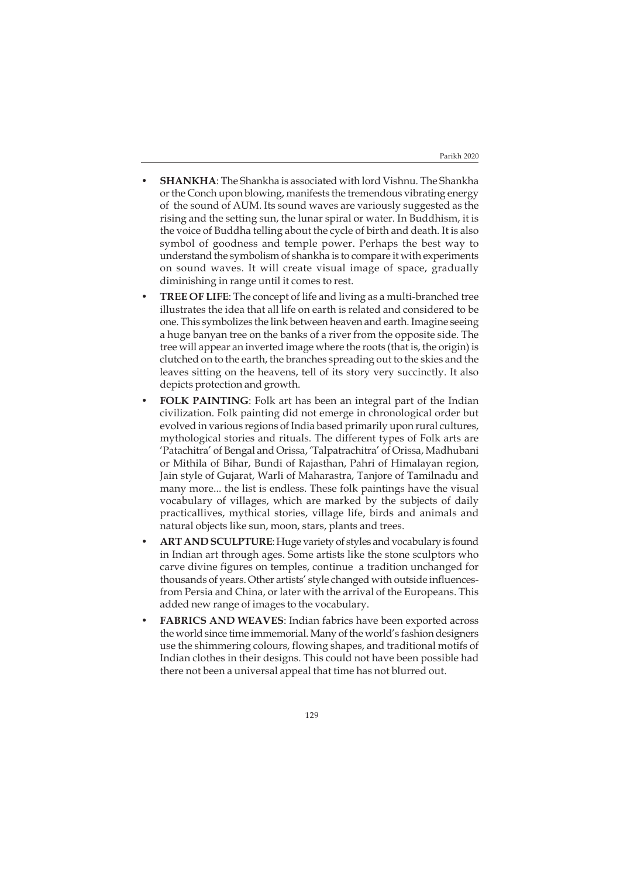- **SHANKHA**: The Shankha is associated with lord Vishnu. The Shankha or the Conch upon blowing, manifests the tremendous vibrating energy of the sound of AUM. Its sound waves are variously suggested as the rising and the setting sun, the lunar spiral or water. In Buddhism, it is the voice of Buddha telling about the cycle of birth and death. It is also symbol of goodness and temple power. Perhaps the best way to understand the symbolism of shankha is to compare it with experiments on sound waves. It will create visual image of space, gradually diminishing in range until it comes to rest.
- **TREE OF LIFE**: The concept of life and living as a multi-branched tree illustrates the idea that all life on earth is related and considered to be one. This symbolizes the link between heaven and earth. Imagine seeing a huge banyan tree on the banks of a river from the opposite side. The tree will appear an inverted image where the roots (that is, the origin) is clutched on to the earth, the branches spreading out to the skies and the leaves sitting on the heavens, tell of its story very succinctly. It also depicts protection and growth.
- **FOLK PAINTING**: Folk art has been an integral part of the Indian civilization. Folk painting did not emerge in chronological order but evolved in various regions of India based primarily upon rural cultures, mythological stories and rituals. The different types of Folk arts are 'Patachitra' of Bengal and Orissa, 'Talpatrachitra' of Orissa, Madhubani or Mithila of Bihar, Bundi of Rajasthan, Pahri of Himalayan region, Jain style of Gujarat, Warli of Maharastra, Tanjore of Tamilnadu and many more... the list is endless. These folk paintings have the visual vocabulary of villages, which are marked by the subjects of daily practicallives, mythical stories, village life, birds and animals and natural objects like sun, moon, stars, plants and trees.
- **ART AND SCULPTURE**: Huge variety of styles and vocabulary is found in Indian art through ages. Some artists like the stone sculptors who carve divine figures on temples, continue a tradition unchanged for thousands of years. Other artists' style changed with outside influences-from Persia and China, or later with the arrival of the Europeans. This added new range of images to the vocabulary.
- **FABRICS AND WEAVES**: Indian fabrics have been exported across the world since time immemorial. Many of the world's fashion designers use the shimmering colours, flowing shapes, and traditional motifs of Indian clothes in their designs. This could not have been possible had there not been a universal appeal that time has not blurred out.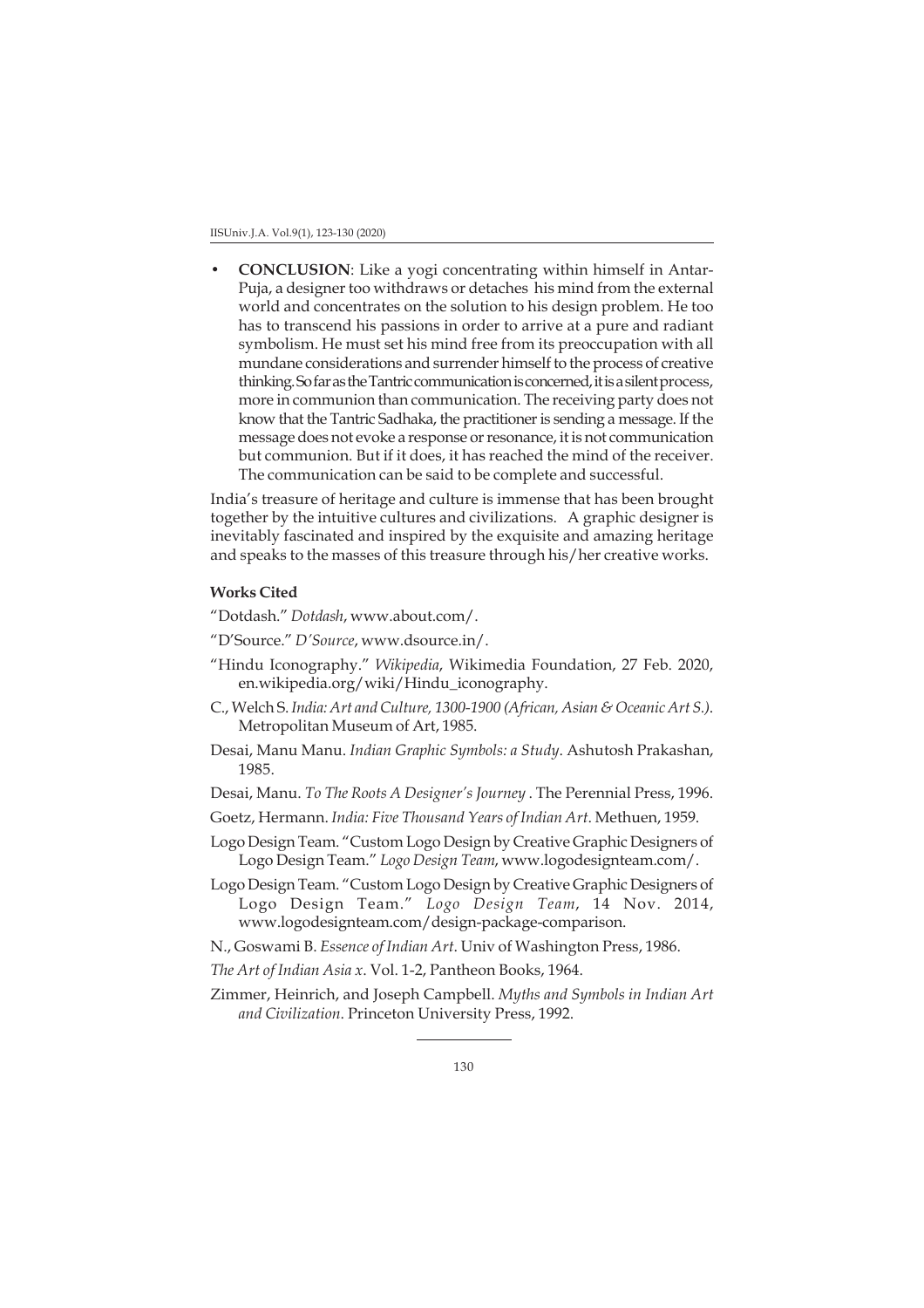- **CONCLUSION**: Like a yogi concentrating within himself in Antar-Puja, a designer too withdraws or detaches his mind from the external world and concentrates on the solution to his design problem. He too has to transcend his passions in order to arrive at a pure and radiant symbolism. He must set his mind free from its preoccupation with all mundane considerations and surrender himself to the process of creative thinking. So far as the Tantric communication is concerned, it is a silent process, more in communion than communication. The receiving party does not know that the Tantric Sadhaka, the practitioner is sending a message. If the message does not evoke a response or resonance, it is not communication but communion. But if it does, it has reached the mind of the receiver. The communication can be said to be complete and successful.

India's treasure of heritage and culture is immense that has been brought together by the intuitive cultures and civilizations. A graphic designer is inevitably fascinated and inspired by the exquisite and amazing heritage and speaks to the masses of this treasure through his/her creative works.

### Works Cited

"Dotdash." *Dotdash*, www.about.com/.

"D'Source." *D'Source*, www.dsource.in/.

"Hindu Iconography." *Wikipedia*, Wikimedia Foundation, 27 Feb. 2020, en.wikipedia.org/wiki/Hindu_iconography.

C., Welch S. *India: Art and Culture, 1300-1900 (African, Asian & Oceanic Art S.)*. Metropolitan Museum of Art, 1985.

Desai, Manu Manu. *Indian Graphic Symbols: a Study*. Ashutosh Prakashan, 1985.

Desai, Manu. *To The Roots A Designer's Journey* . The Perennial Press, 1996.

Goetz, Hermann. *India: Five Thousand Years of Indian Art*. Methuen, 1959.

Logo Design Team. "Custom Logo Design by Creative Graphic Designers of Logo Design Team." *Logo Design Team*, www.logodesignteam.com/.

Logo Design Team. "Custom Logo Design by Creative Graphic Designers of Logo Design Team." *Logo Design Team*, 14 Nov. 2014, www.logodesignteam.com/design-package-comparison.

N., Goswami B. *Essence of Indian Art*. Univ of Washington Press, 1986.

*The Art of Indian Asia x*. Vol. 1-2, Pantheon Books, 1964.

Zimmer, Heinrich, and Joseph Campbell. *Myths and Symbols in Indian Art and Civilization*. Princeton University Press, 1992.